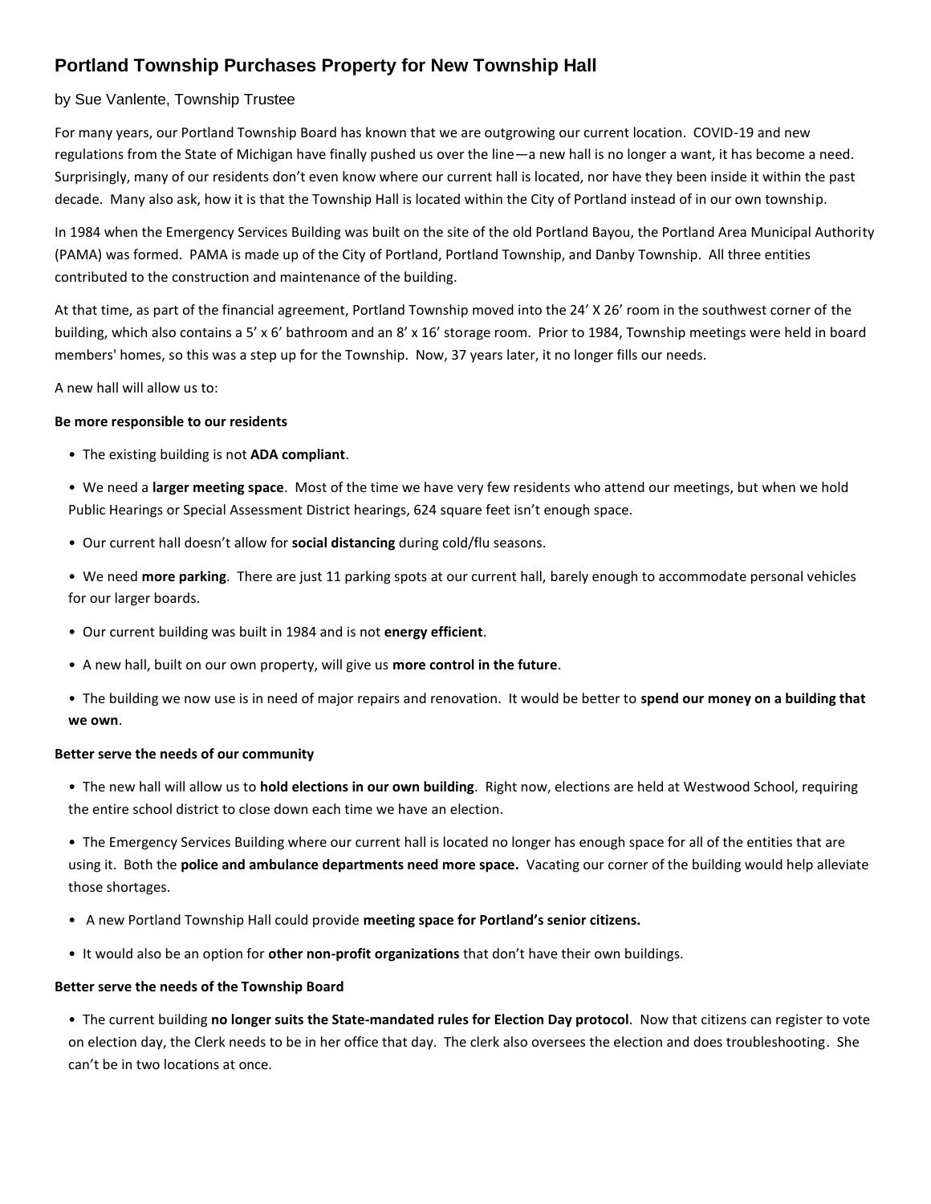# Portland Township Purchases Property for New Township Hall

by Sue Vanlente, Township Trustee

For many years, our Portland Township Board has known that we are outgrowing our current location. COVID-19 and new regulations from the State of Michigan have finally pushed us over the line—a new hall is no longer a want, it has become a need. Surprisingly, many of our residents don't even know where our current hall is located, nor have they been inside it within the past decade. Many also ask, how it is that the Township Hall is located within the City of Portland instead of in our own township.

In 1984 when the Emergency Services Building was built on the site of the old Portland Bayou, the Portland Area Municipal Authority (PAMA) was formed. PAMA is made up of the City of Portland, Portland Township, and Danby Township. All three entities contributed to the construction and maintenance of the building.

At that time, as part of the financial agreement, Portland Township moved into the 24' X 26' room in the southwest corner of the building, which also contains a 5' x 6' bathroom and an 8' x 16' storage room. Prior to 1984, Township meetings were held in board members' homes, so this was a step up for the Township. Now, 37 years later, it no longer fills our needs.

A new hall will allow us to:

**Be more responsible to our residents**

- The existing building is not **ADA compliant**.
- We need a **larger meeting space**. Most of the time we have very few residents who attend our meetings, but when we hold Public Hearings or Special Assessment District hearings, 624 square feet isn't enough space.
- Our current hall doesn't allow for **social distancing** during cold/flu seasons.
- We need **more parking**. There are just 11 parking spots at our current hall, barely enough to accommodate personal vehicles for our larger boards.
- Our current building was built in 1984 and is not **energy efficient**.
- A new hall, built on our own property, will give us **more control in the future**.
- The building we now use is in need of major repairs and renovation. It would be better to **spend our money on a building that we own**.

**Better serve the needs of our community**

- The new hall will allow us to **hold elections in our own building**. Right now, elections are held at Westwood School, requiring the entire school district to close down each time we have an election.
- The Emergency Services Building where our current hall is located no longer has enough space for all of the entities that are using it. Both the **police and ambulance departments need more space.** Vacating our corner of the building would help alleviate those shortages.
- A new Portland Township Hall could provide **meeting space for Portland's senior citizens.**
- It would also be an option for **other non-profit organizations** that don't have their own buildings.

**Better serve the needs of the Township Board**

- The current building **no longer suits the State-mandated rules for Election Day protocol**. Now that citizens can register to vote on election day, the Clerk needs to be in her office that day. The clerk also oversees the election and does troubleshooting. She can't be in two locations at once.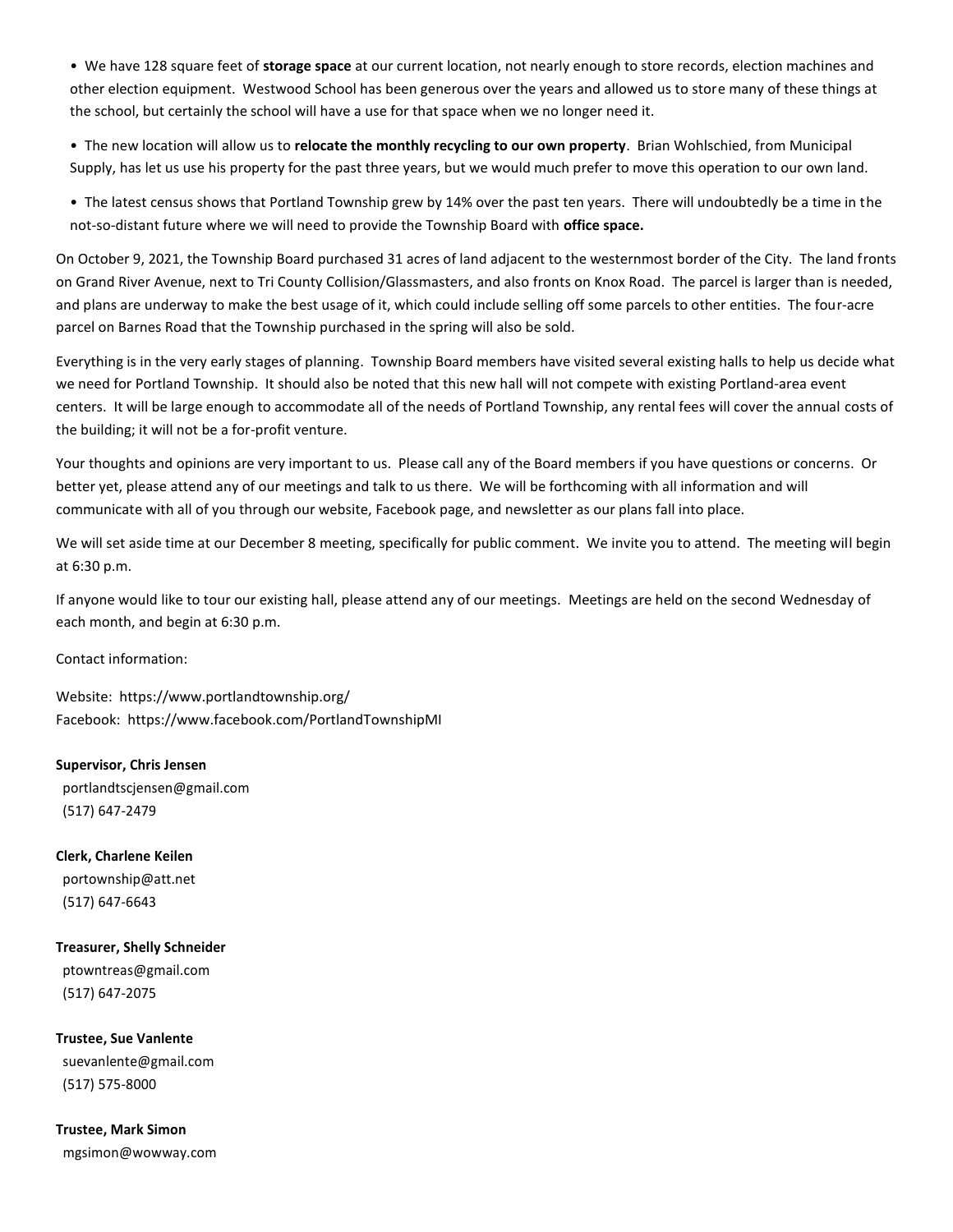- We have 128 square feet of **storage space** at our current location, not nearly enough to store records, election machines and other election equipment. Westwood School has been generous over the years and allowed us to store many of these things at the school, but certainly the school will have a use for that space when we no longer need it.
- The new location will allow us to **relocate the monthly recycling to our own property**. Brian Wohlschied, from Municipal Supply, has let us use his property for the past three years, but we would much prefer to move this operation to our own land.
- The latest census shows that Portland Township grew by 14% over the past ten years. There will undoubtedly be a time in the not-so-distant future where we will need to provide the Township Board with **office space.**

On October 9, 2021, the Township Board purchased 31 acres of land adjacent to the westernmost border of the City. The land fronts on Grand River Avenue, next to Tri County Collision/Glassmasters, and also fronts on Knox Road. The parcel is larger than is needed, and plans are underway to make the best usage of it, which could include selling off some parcels to other entities. The four-acre parcel on Barnes Road that the Township purchased in the spring will also be sold.

Everything is in the very early stages of planning. Township Board members have visited several existing halls to help us decide what we need for Portland Township. It should also be noted that this new hall will not compete with existing Portland-area event centers. It will be large enough to accommodate all of the needs of Portland Township, any rental fees will cover the annual costs of the building; it will not be a for-profit venture.

Your thoughts and opinions are very important to us. Please call any of the Board members if you have questions or concerns. Or better yet, please attend any of our meetings and talk to us there. We will be forthcoming with all information and will communicate with all of you through our website, Facebook page, and newsletter as our plans fall into place.

We will set aside time at our December 8 meeting, specifically for public comment. We invite you to attend. The meeting will begin at 6:30 p.m.

If anyone would like to tour our existing hall, please attend any of our meetings. Meetings are held on the second Wednesday of each month, and begin at 6:30 p.m.

Contact information:

Website: https://www.portlandtownship.org/
Facebook: https://www.facebook.com/PortlandTownshipMI

**Supervisor, Chris Jensen**
portlandtscjensen@gmail.com
(517) 647-2479

**Clerk, Charlene Keilen**
portownship@att.net
(517) 647-6643

**Treasurer, Shelly Schneider**
ptowntreas@gmail.com
(517) 647-2075

**Trustee, Sue Vanlente**
suevanlente@gmail.com
(517) 575-8000

**Trustee, Mark Simon**
mgsimon@wowway.com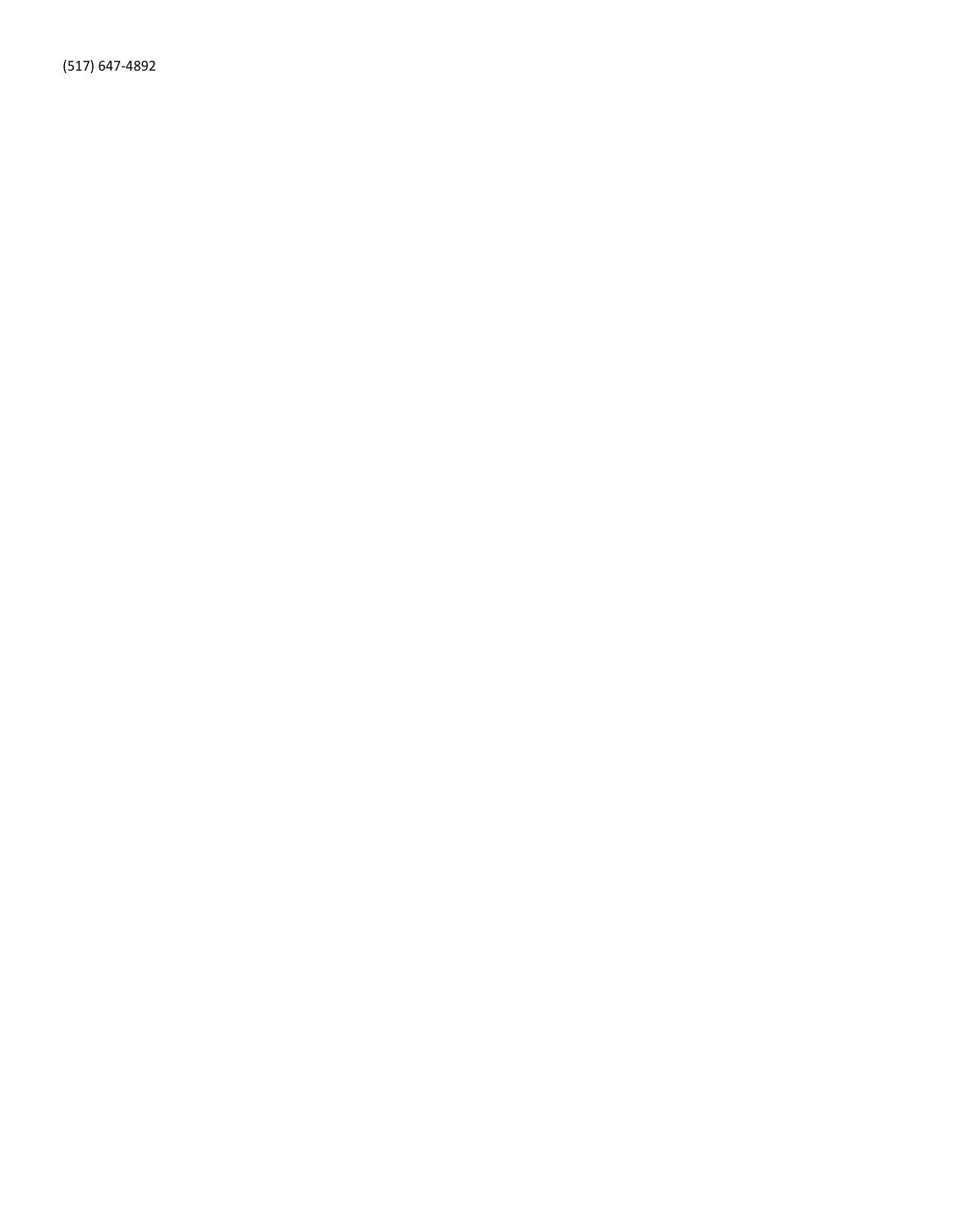(517) 647-4892